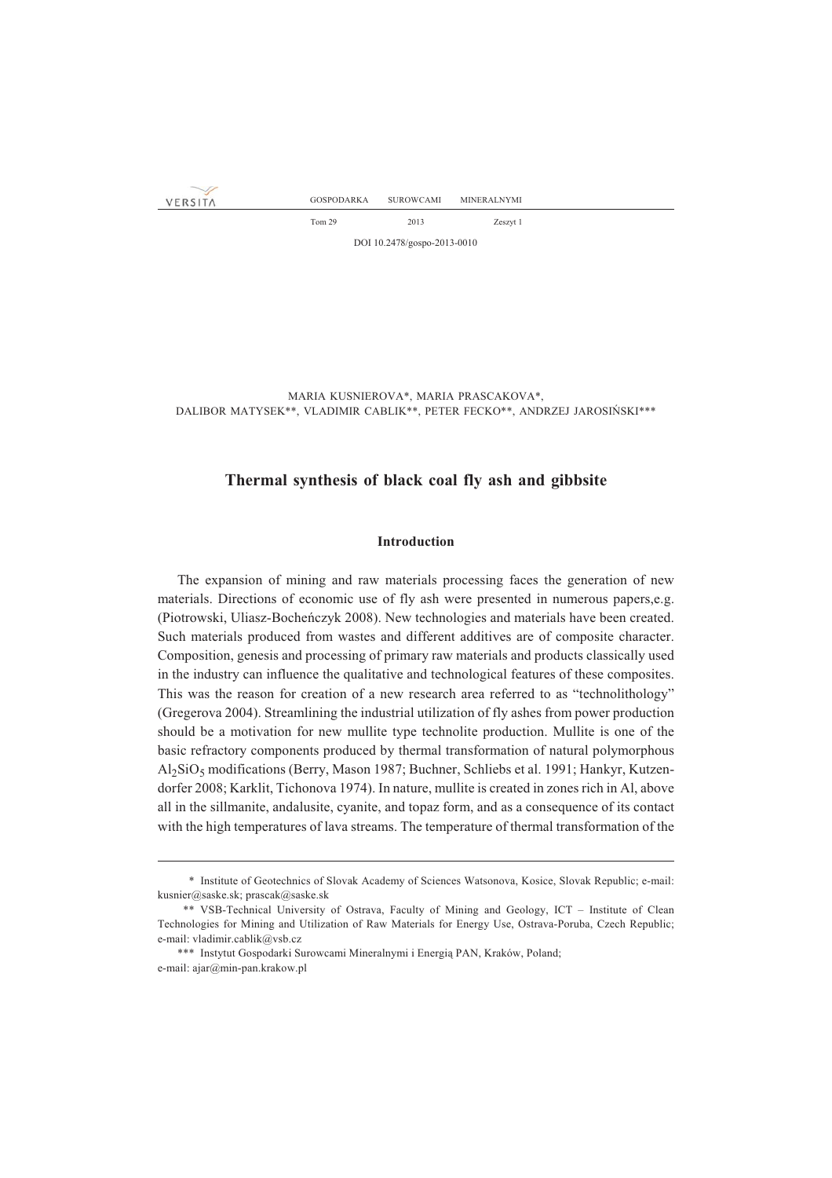MARIA KUSNIEROVA*, MARIA PRASCAKOVA*,
DALIBOR MATYSEK**, VLADIMIR CABLIK**, PETER FECKO**, ANDRZEJ JAROSIŃSKI***

# Thermal synthesis of black coal fly ash and gibbsite

## Introduction

The expansion of mining and raw materials processing faces the generation of new materials. Directions of economic use of fly ash were presented in numerous papers,e.g. (Piotrowski, Uliasz-Bocheńczyk 2008). New technologies and materials have been created. Such materials produced from wastes and different additives are of composite character. Composition, genesis and processing of primary raw materials and products classically used in the industry can influence the qualitative and technological features of these composites. This was the reason for creation of a new research area referred to as "technolithology" (Gregerova 2004). Streamlining the industrial utilization of fly ashes from power production should be a motivation for new mullite type technolite production. Mullite is one of the basic refractory components produced by thermal transformation of natural polymorphous $Al_2SiO_5$ modifications (Berry, Mason 1987; Buchner, Schliebs et al. 1991; Hankyr, Kutzendorfer 2008; Karklit, Tichonova 1974). In nature, mullite is created in zones rich in Al, above all in the sillmanite, andalusite, cyanite, and topaz form, and as a consequence of its contact with the high temperatures of lava streams. The temperature of thermal transformation of the

---

\* Institute of Geotechnics of Slovak Academy of Sciences Watsonova, Kosice, Slovak Republic; e-mail: kusnier@saske.sk; prascak@saske.sk

\*\* VSB-Technical University of Ostrava, Faculty of Mining and Geology, ICT – Institute of Clean Technologies for Mining and Utilization of Raw Materials for Energy Use, Ostrava-Poruba, Czech Republic; e-mail: vladimir.cablik@vsb.cz

\*\*\* Instytut Gospodarki Surowcami Mineralnymi i Energią PAN, Kraków, Poland; e-mail: ajar@min-pan.krakow.pl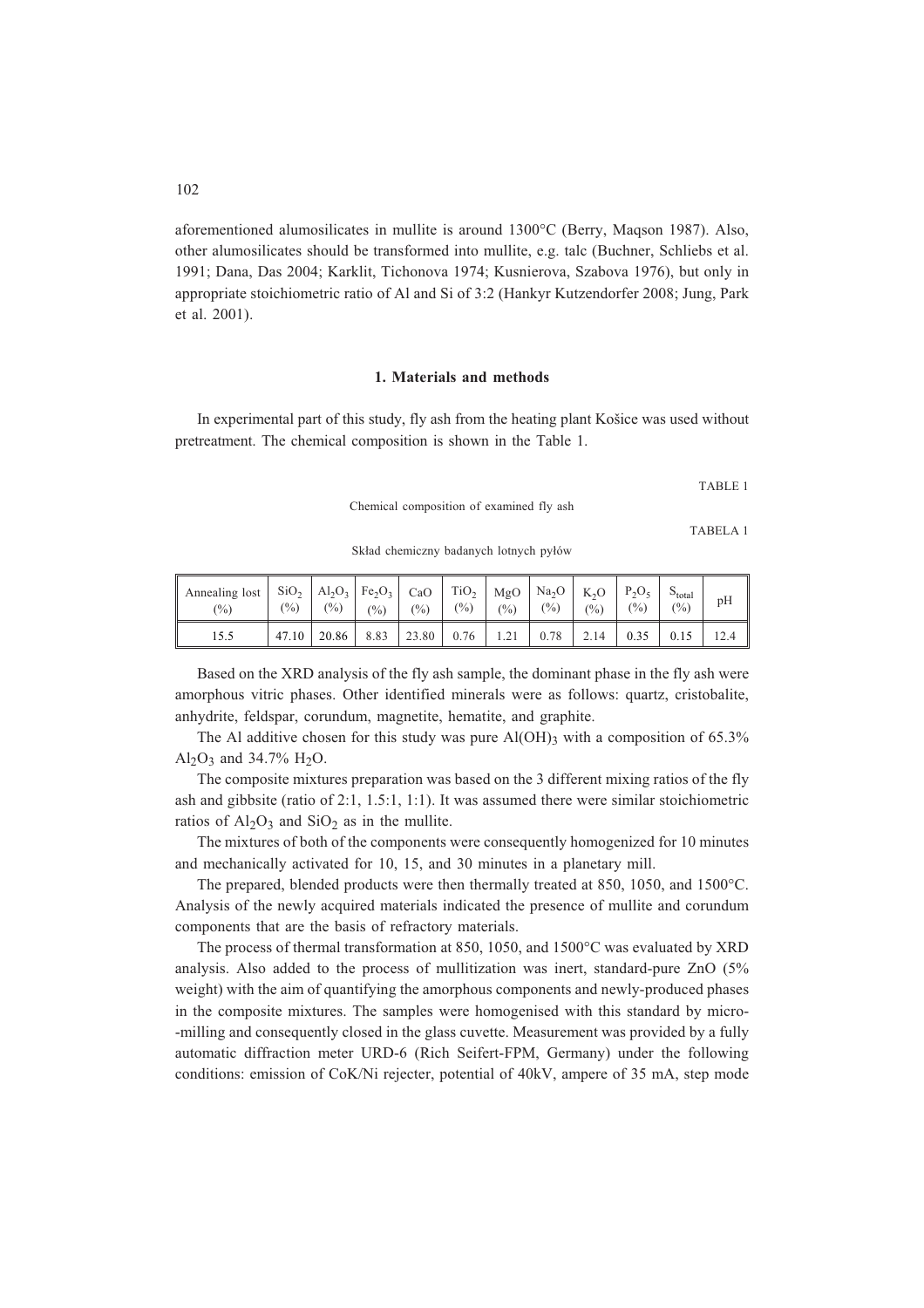aforementioned alumosilicates in mullite is around 1300°C (Berry, Maqson 1987). Also, other alumosilicates should be transformed into mullite, e.g. talc (Buchner, Schliebs et al. 1991; Dana, Das 2004; Karklit, Tichonova 1974; Kusnierova, Szabova 1976), but only in appropriate stoichiometric ratio of Al and Si of 3:2 (Hankyr Kutzendorfer 2008; Jung, Park et al. 2001).

## 1. Materials and methods

In experimental part of this study, fly ash from the heating plant Košice was used without pretreatment. The chemical composition is shown in the Table 1.

TABLE 1

Chemical composition of examined fly ash

TABELA 1

Skład chemiczny badanych lotnych pyłów

| Annealing lost (%) | $SiO_2$ (%) | $Al_2O_3$ (%) | $Fe_2O_3$ (%) | CaO (%) | $TiO_2$ (%) | MgO (%) | $Na_2O$ (%) | $K_2O$ (%) | $P_2O_5$ (%) | $S_{total}$ (%) | pH |
|---|---|---|---|---|---|---|---|---|---|---|---|
| 15.5 | 47.10 | 20.86 | 8.83 | 23.80 | 0.76 | 1.21 | 0.78 | 2.14 | 0.35 | 0.15 | 12.4 |

Based on the XRD analysis of the fly ash sample, the dominant phase in the fly ash were amorphous vitric phases. Other identified minerals were as follows: quartz, cristobalite, anhydrite, feldspar, corundum, magnetite, hematite, and graphite.

The Al additive chosen for this study was pure $Al(OH)_3$ with a composition of 65.3% $Al_2O_3$ and 34.7% $H_2O$.

The composite mixtures preparation was based on the 3 different mixing ratios of the fly ash and gibbsite (ratio of 2:1, 1.5:1, 1:1). It was assumed there were similar stoichiometric ratios of $Al_2O_3$ and $SiO_2$ as in the mullite.

The mixtures of both of the components were consequently homogenized for 10 minutes and mechanically activated for 10, 15, and 30 minutes in a planetary mill.

The prepared, blended products were then thermally treated at 850, 1050, and 1500°C. Analysis of the newly acquired materials indicated the presence of mullite and corundum components that are the basis of refractory materials.

The process of thermal transformation at 850, 1050, and 1500°C was evaluated by XRD analysis. Also added to the process of mullitization was inert, standard-pure ZnO (5% weight) with the aim of quantifying the amorphous components and newly-produced phases in the composite mixtures. The samples were homogenised with this standard by micro-milling and consequently closed in the glass cuvette. Measurement was provided by a fully automatic diffraction meter URD-6 (Rich Seifert-FPM, Germany) under the following conditions: emission of CoK/Ni rejecter, potential of 40kV, ampere of 35 mA, step mode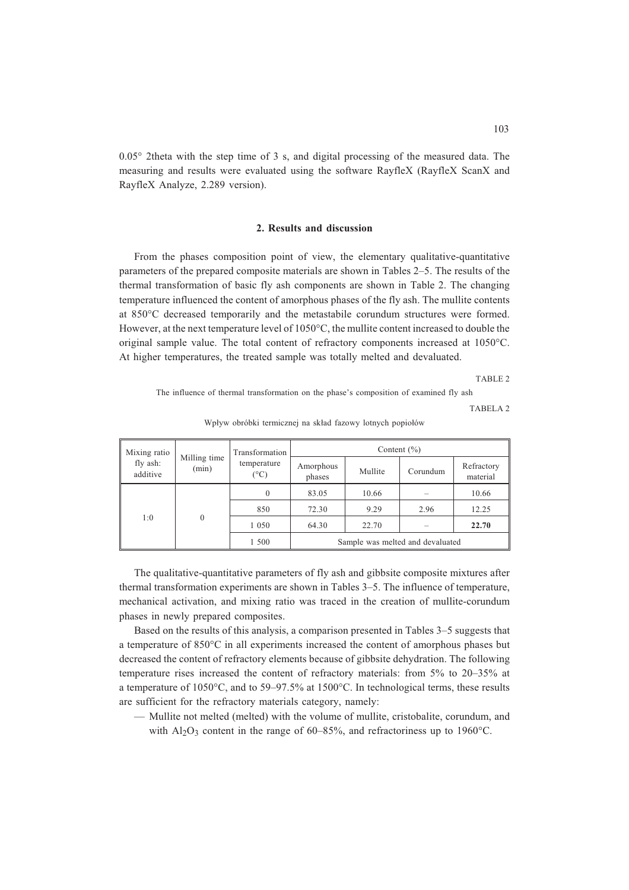0.05° 2theta with the step time of 3 s, and digital processing of the measured data. The measuring and results were evaluated using the software RayfleX (RayfleX ScanX and RayfleX Analyze, 2.289 version).

## 2. Results and discussion

From the phases composition point of view, the elementary qualitative-quantitative parameters of the prepared composite materials are shown in Tables 2–5. The results of the thermal transformation of basic fly ash components are shown in Table 2. The changing temperature influenced the content of amorphous phases of the fly ash. The mullite contents at 850°C decreased temporarily and the metastabile corundum structures were formed. However, at the next temperature level of 1050°C, the mullite content increased to double the original sample value. The total content of refractory components increased at 1050°C. At higher temperatures, the treated sample was totally melted and devaluated.

TABLE 2

The influence of thermal transformation on the phase's composition of examined fly ash

TABELA 2

Wpływ obróbki termicznej na skład fazowy lotnych popiołów

| Mixing ratio fly ash: additive | Milling time (min) | Transformation temperature (°C) | Content (%) | | | |
|---|---|---|---|---|---|---|
| | | | Amorphous phases | Mullite | Corundum | Refractory material |
| 1:0 | 0 | 0 | 83.05 | 10.66 | – | 10.66 |
| | | 850 | 72.30 | 9.29 | 2.96 | 12.25 |
| | | 1 050 | 64.30 | 22.70 | – | **22.70** |
| | | 1 500 | Sample was melted and devaluated | | | |

The qualitative-quantitative parameters of fly ash and gibbsite composite mixtures after thermal transformation experiments are shown in Tables 3–5. The influence of temperature, mechanical activation, and mixing ratio was traced in the creation of mullite-corundum phases in newly prepared composites.

Based on the results of this analysis, a comparison presented in Tables 3–5 suggests that a temperature of 850°C in all experiments increased the content of amorphous phases but decreased the content of refractory elements because of gibbsite dehydration. The following temperature rises increased the content of refractory materials: from 5% to 20–35% at a temperature of 1050°C, and to 59–97.5% at 1500°C. In technological terms, these results are sufficient for the refractory materials category, namely:

- Mullite not melted (melted) with the volume of mullite, cristobalite, corundum, and with $Al_2O_3$ content in the range of 60–85%, and refractoriness up to 1960°C.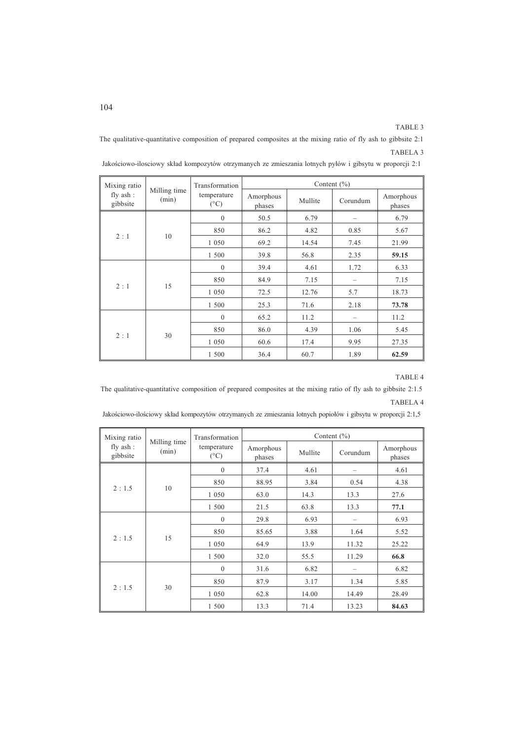TABLE 3

The qualitative-quantitative composition of prepared composites at the mixing ratio of fly ash to gibbsite 2:1

TABELA 3

Jakościowo-ilosciowy skład kompozytów otrzymanych ze zmieszania lotnych pyłów i gibsytu w proporcji 2:1

| Mixing ratio fly ash : gibbsite | Milling time (min) | Transformation temperature (°C) | Content (%) | | | |
|---|---|---|---|---|---|---|
| | | | Amorphous phases | Mullite | Corundum | Amorphous phases |
| 2 : 1 | 10 | 0 | 50.5 | 6.79 | – | 6.79 |
| | | 850 | 86.2 | 4.82 | 0.85 | 5.67 |
| | | 1 050 | 69.2 | 14.54 | 7.45 | 21.99 |
| | | 1 500 | 39.8 | 56.8 | 2.35 | **59.15** |
| 2 : 1 | 15 | 0 | 39.4 | 4.61 | 1.72 | 6.33 |
| | | 850 | 84.9 | 7.15 | – | 7.15 |
| | | 1 050 | 72.5 | 12.76 | 5.7 | 18.73 |
| | | 1 500 | 25.3 | 71.6 | 2.18 | **73.78** |
| 2 : 1 | 30 | 0 | 65.2 | 11.2 | – | 11.2 |
| | | 850 | 86.0 | 4.39 | 1.06 | 5.45 |
| | | 1 050 | 60.6 | 17.4 | 9.95 | 27.35 |
| | | 1 500 | 36.4 | 60.7 | 1.89 | **62.59** |

TABLE 4

The qualitative-quantitative composition of prepared composites at the mixing ratio of fly ash to gibbsite 2:1.5

TABELA 4

Jakościowo-ilościowy skład kompozytów otrzymanych ze zmieszania lotnych popiołów i gibsytu w proporcji 2:1,5

| Mixing ratio fly ash : gibbsite | Milling time (min) | Transformation temperature (°C) | Content (%) | | | |
|---|---|---|---|---|---|---|
| | | | Amorphous phases | Mullite | Corundum | Amorphous phases |
| 2 : 1.5 | 10 | 0 | 37.4 | 4.61 | – | 4.61 |
| | | 850 | 88.95 | 3.84 | 0.54 | 4.38 |
| | | 1 050 | 63.0 | 14.3 | 13.3 | 27.6 |
| | | 1 500 | 21.5 | 63.8 | 13.3 | **77.1** |
| 2 : 1.5 | 15 | 0 | 29.8 | 6.93 | – | 6.93 |
| | | 850 | 85.65 | 3.88 | 1.64 | 5.52 |
| | | 1 050 | 64.9 | 13.9 | 11.32 | 25.22 |
| | | 1 500 | 32.0 | 55.5 | 11.29 | **66.8** |
| 2 : 1.5 | 30 | 0 | 31.6 | 6.82 | – | 6.82 |
| | | 850 | 87.9 | 3.17 | 1.34 | 5.85 |
| | | 1 050 | 62.8 | 14.00 | 14.49 | 28.49 |
| | | 1 500 | 13.3 | 71.4 | 13.23 | **84.63** |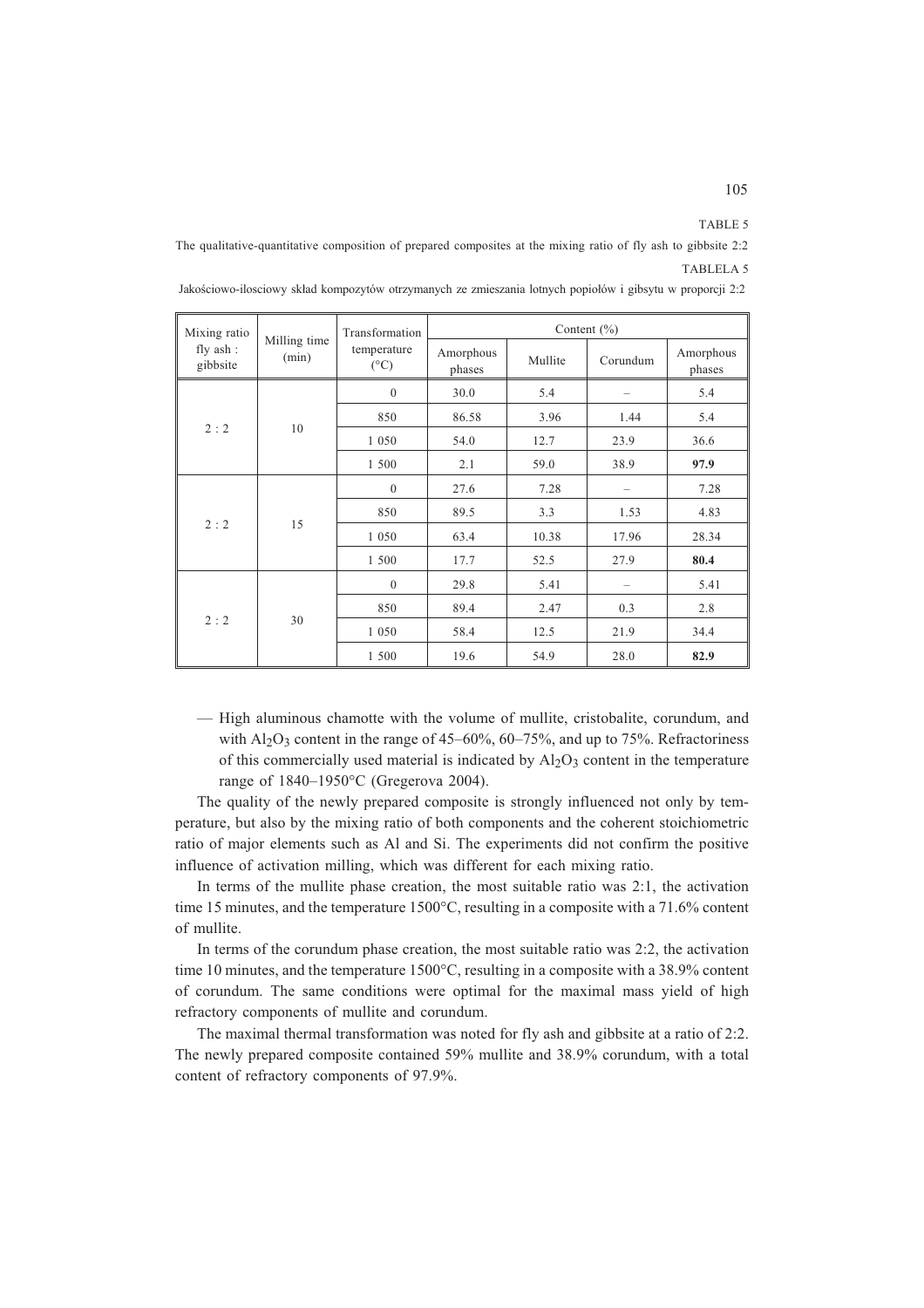TABLE 5

The qualitative-quantitative composition of prepared composites at the mixing ratio of fly ash to gibbsite 2:2

TABLELA 5

Jakościowo-ilosciowy skład kompozytów otrzymanych ze zmieszania lotnych popiołów i gibsytu w proporcji 2:2

| Mixing ratio fly ash : gibbsite | Milling time (min) | Transformation temperature (°C) | Content (%) | | | |
|---|---|---|---|---|---|---|
| | | | Amorphous phases | Mullite | Corundum | Amorphous phases |
| 2 : 2 | 10 | 0 | 30.0 | 5.4 | – | 5.4 |
| | | 850 | 86.58 | 3.96 | 1.44 | 5.4 |
| | | 1 050 | 54.0 | 12.7 | 23.9 | 36.6 |
| | | 1 500 | 2.1 | 59.0 | 38.9 | **97.9** |
| 2 : 2 | 15 | 0 | 27.6 | 7.28 | – | 7.28 |
| | | 850 | 89.5 | 3.3 | 1.53 | 4.83 |
| | | 1 050 | 63.4 | 10.38 | 17.96 | 28.34 |
| | | 1 500 | 17.7 | 52.5 | 27.9 | **80.4** |
| 2 : 2 | 30 | 0 | 29.8 | 5.41 | – | 5.41 |
| | | 850 | 89.4 | 2.47 | 0.3 | 2.8 |
| | | 1 050 | 58.4 | 12.5 | 21.9 | 34.4 |
| | | 1 500 | 19.6 | 54.9 | 28.0 | **82.9** |

— High aluminous chamotte with the volume of mullite, cristobalite, corundum, and with $Al_2O_3$ content in the range of 45–60%, 60–75%, and up to 75%. Refractoriness of this commercially used material is indicated by $Al_2O_3$ content in the temperature range of 1840–1950°C (Gregerova 2004).

The quality of the newly prepared composite is strongly influenced not only by temperature, but also by the mixing ratio of both components and the coherent stoichiometric ratio of major elements such as Al and Si. The experiments did not confirm the positive influence of activation milling, which was different for each mixing ratio.

In terms of the mullite phase creation, the most suitable ratio was 2:1, the activation time 15 minutes, and the temperature 1500°C, resulting in a composite with a 71.6% content of mullite.

In terms of the corundum phase creation, the most suitable ratio was 2:2, the activation time 10 minutes, and the temperature 1500°C, resulting in a composite with a 38.9% content of corundum. The same conditions were optimal for the maximal mass yield of high refractory components of mullite and corundum.

The maximal thermal transformation was noted for fly ash and gibbsite at a ratio of 2:2. The newly prepared composite contained 59% mullite and 38.9% corundum, with a total content of refractory components of 97.9%.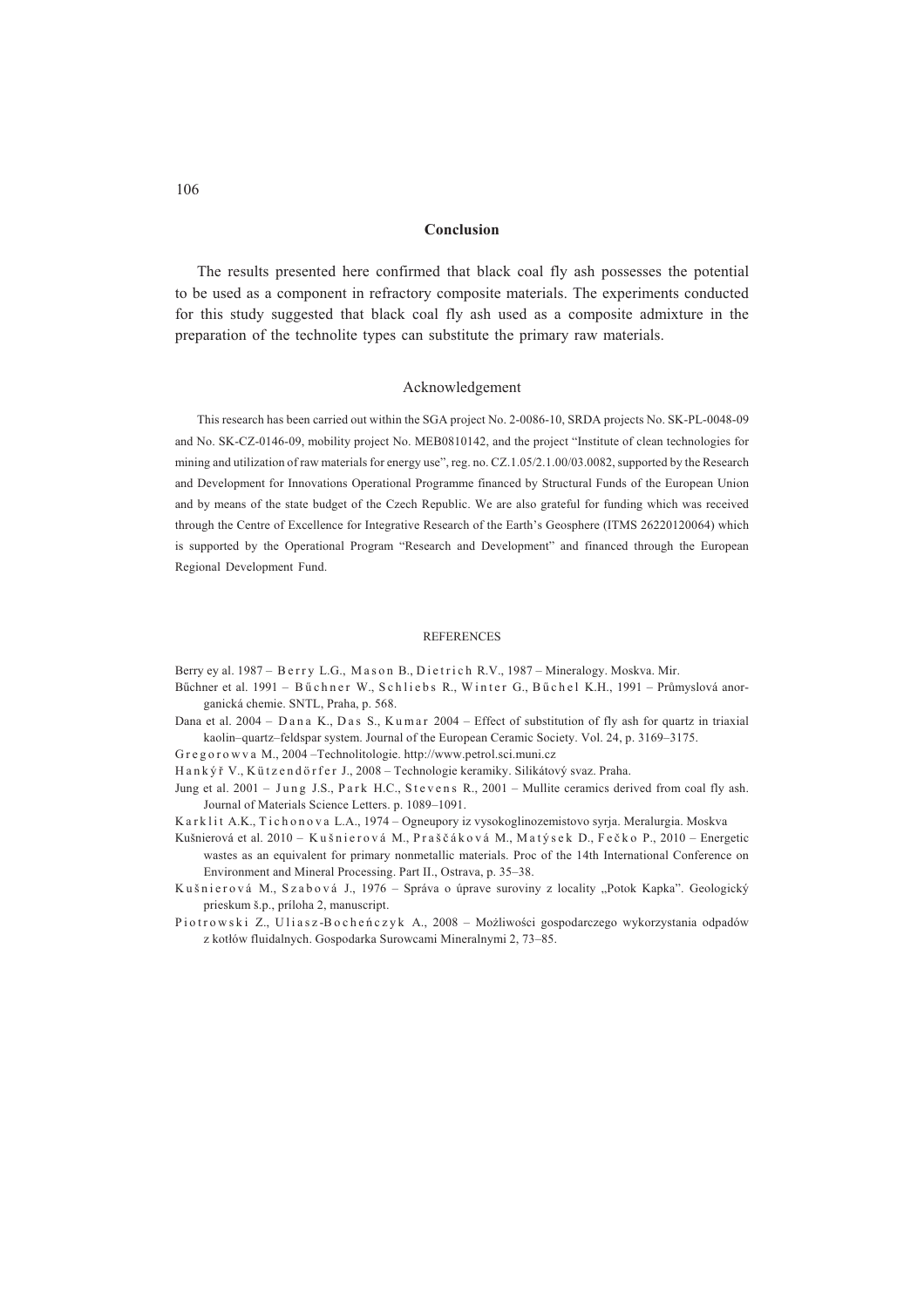## Conclusion

The results presented here confirmed that black coal fly ash possesses the potential to be used as a component in refractory composite materials. The experiments conducted for this study suggested that black coal fly ash used as a composite admixture in the preparation of the technolite types can substitute the primary raw materials.

## Acknowledgement

This research has been carried out within the SGA project No. 2-0086-10, SRDA projects No. SK-PL-0048-09 and No. SK-CZ-0146-09, mobility project No. MEB0810142, and the project "Institute of clean technologies for mining and utilization of raw materials for energy use", reg. no. CZ.1.05/2.1.00/03.0082, supported by the Research and Development for Innovations Operational Programme financed by Structural Funds of the European Union and by means of the state budget of the Czech Republic. We are also grateful for funding which was received through the Centre of Excellence for Integrative Research of the Earth's Geosphere (ITMS 26220120064) which is supported by the Operational Program "Research and Development" and financed through the European Regional Development Fund.

## REFERENCES

Berry ey al. 1987 – Berry L.G., Mason B., Dietrich R.V., 1987 – Mineralogy. Moskva. Mir.

Bűchner et al. 1991 – Bűchner W., Schliebs R., Winter G., Bűchel K.H., 1991 – Průmyslová anorganická chemie. SNTL, Praha, p. 568.

Dana et al. 2004 – Dana K., Das S., Kumar 2004 – Effect of substitution of fly ash for quartz in triaxial kaolin–quartz–feldspar system. Journal of the European Ceramic Society. Vol. 24, p. 3169–3175.

Gregorowva M., 2004 –Technolitologie. http://www.petrol.sci.muni.cz

Hankýř V., Kützendörfer J., 2008 – Technologie keramiky. Silikátový svaz. Praha.

Jung et al. 2001 – Jung J.S., Park H.C., Stevens R., 2001 – Mullite ceramics derived from coal fly ash. Journal of Materials Science Letters. p. 1089–1091.

Karklit A.K., Tichonova L.A., 1974 – Ogneupory iz vysokoglinozemistovo syrja. Meralurgia. Moskva

Kušnierová et al. 2010 – Kušnierová M., Praščáková M., Matýsek D., Fečko P., 2010 – Energetic wastes as an equivalent for primary nonmetallic materials. Proc of the 14th International Conference on Environment and Mineral Processing. Part II., Ostrava, p. 35–38.

Kušnierová M., Szabová J., 1976 – Správa o úprave suroviny z locality „Potok Kapka". Geologický prieskum š.p., príloha 2, manuscript.

Piotrowski Z., Uliasz-Bocheńczyk A., 2008 – Możliwości gospodarczego wykorzystania odpadów z kotłów fluidalnych. Gospodarka Surowcami Mineralnymi 2, 73–85.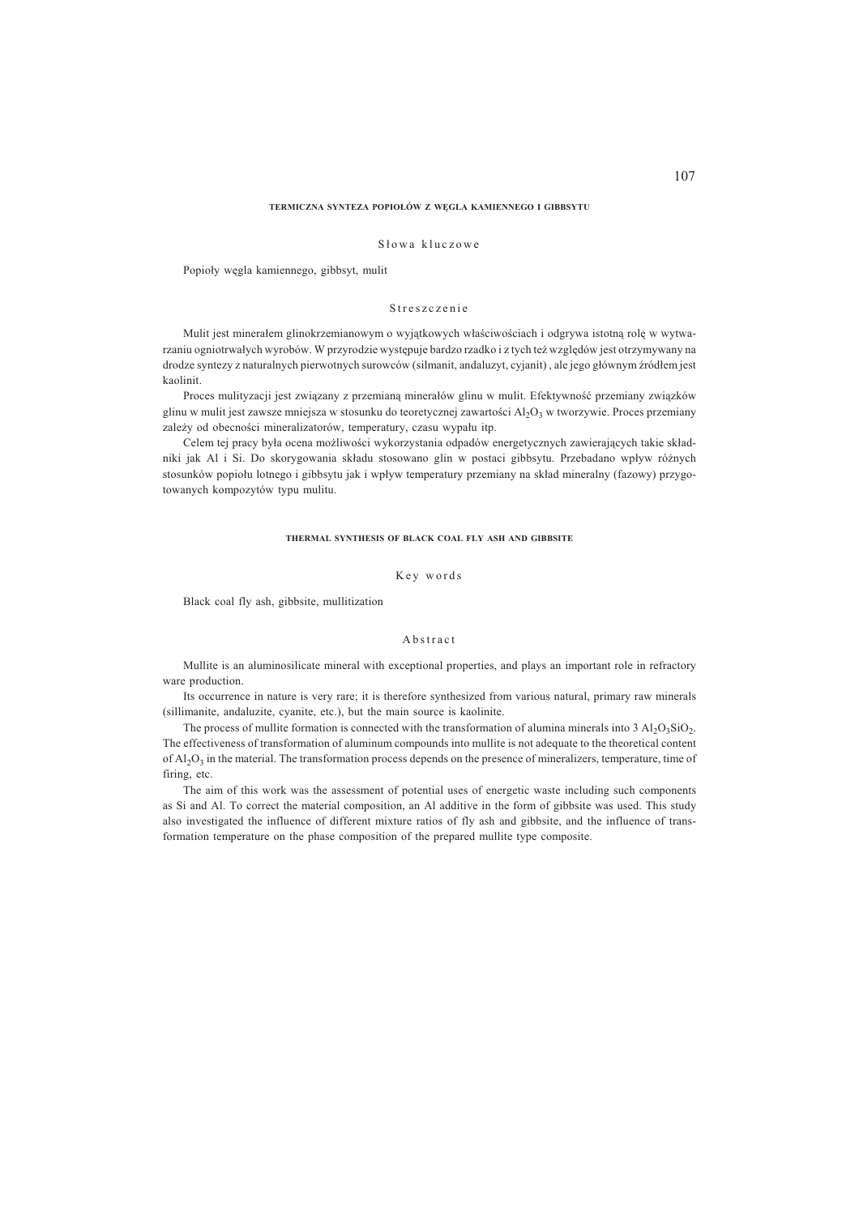## TERMICZNA SYNTEZA POPIOŁÓW Z WĘGLA KAMIENNEGO I GIBBSYTU

### Słowa kluczowe

Popioły węgla kamiennego, gibbsyt, mulit

### Streszczenie

Mulit jest minerałem glinokrzemianowym o wyjątkowych właściwościach i odgrywa istotną rolę w wytwarzaniu ogniotrwałych wyrobów. W przyrodzie występuje bardzo rzadko i z tych też względów jest otrzymywany na drodze syntezy z naturalnych pierwotnych surowców (silmanit, andaluzyt, cyjanit) , ale jego głównym źródłem jest kaolinit.

Proces mulityzacji jest związany z przemianą minerałów glinu w mulit. Efektywność przemiany związków glinu w mulit jest zawsze mniejsza w stosunku do teoretycznej zawartości $Al_2O_3$ w tworzywie. Proces przemiany zależy od obecności mineralizatorów, temperatury, czasu wypału itp.

Celem tej pracy była ocena możliwości wykorzystania odpadów energetycznych zawierających takie składniki jak Al i Si. Do skorygowania składu stosowano glin w postaci gibbsytu. Przebadano wpływ różnych stosunków popiołu lotnego i gibbsytu jak i wpływ temperatury przemiany na skład mineralny (fazowy) przygotowanych kompozytów typu mulitu.

## THERMAL SYNTHESIS OF BLACK COAL FLY ASH AND GIBBSITE

### Key words

Black coal fly ash, gibbsite, mullitization

### Abstract

Mullite is an aluminosilicate mineral with exceptional properties, and plays an important role in refractory ware production.

Its occurrence in nature is very rare; it is therefore synthesized from various natural, primary raw minerals (sillimanite, andaluzite, cyanite, etc.), but the main source is kaolinite.

The process of mullite formation is connected with the transformation of alumina minerals into $3\ Al_2O_3SiO_2$. The effectiveness of transformation of aluminum compounds into mullite is not adequate to the theoretical content of $Al_2O_3$ in the material. The transformation process depends on the presence of mineralizers, temperature, time of firing, etc.

The aim of this work was the assessment of potential uses of energetic waste including such components as Si and Al. To correct the material composition, an Al additive in the form of gibbsite was used. This study also investigated the influence of different mixture ratios of fly ash and gibbsite, and the influence of transformation temperature on the phase composition of the prepared mullite type composite.